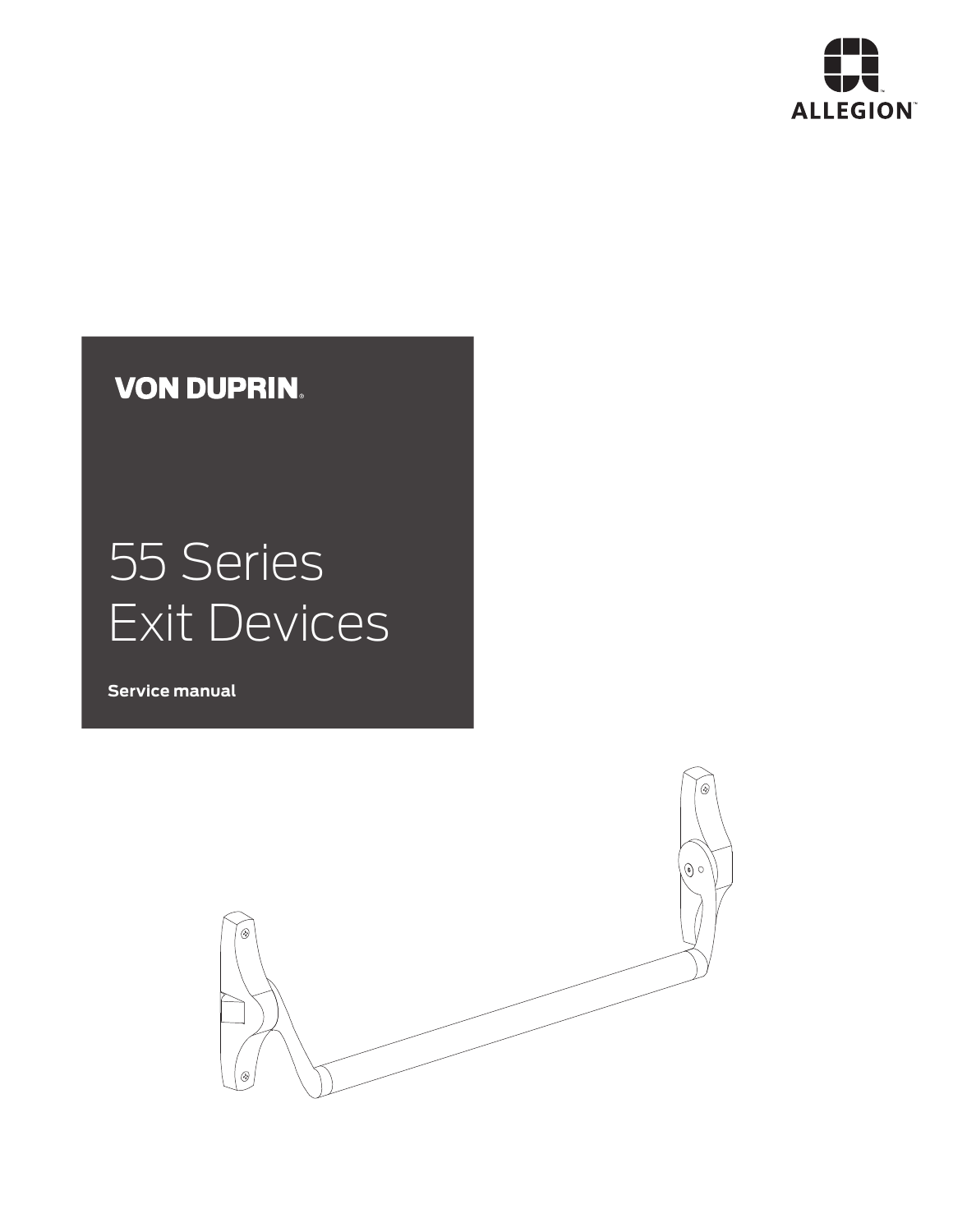ALLEGION™

VON DUPRIN®

# 55 Series Exit Devices

**Service manual**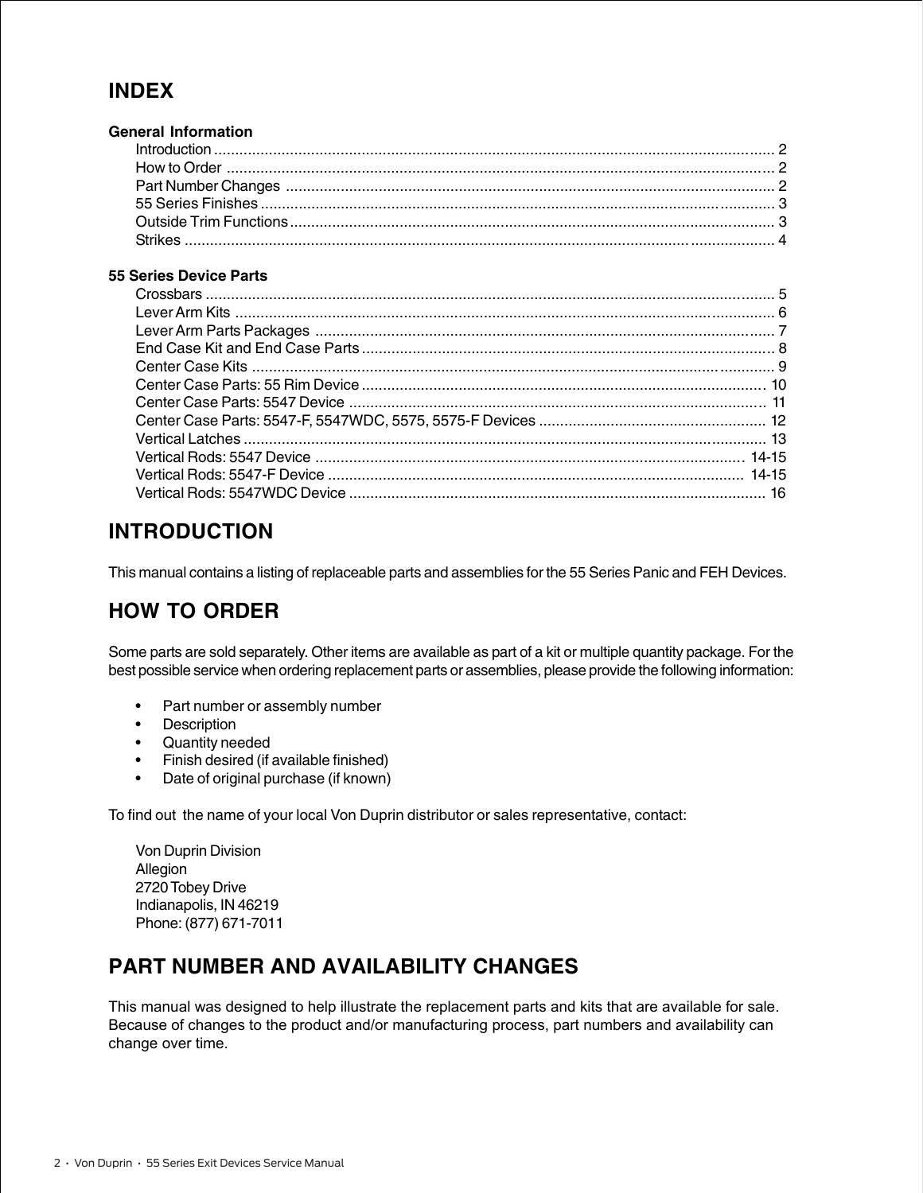## INDEX

**General Information**

| | |
|---|---|
| Introduction | 2 |
| How to Order | 2 |
| Part Number Changes | 2 |
| 55 Series Finishes | 3 |
| Outside Trim Functions | 3 |
| Strikes | 4 |

**55 Series Device Parts**

| | |
|---|---|
| Crossbars | 5 |
| Lever Arm Kits | 6 |
| Lever Arm Parts Packages | 7 |
| End Case Kit and End Case Parts | 8 |
| Center Case Kits | 9 |
| Center Case Parts: 55 Rim Device | 10 |
| Center Case Parts: 5547 Device | 11 |
| Center Case Parts: 5547-F, 5547WDC, 5575, 5575-F Devices | 12 |
| Vertical Latches | 13 |
| Vertical Rods: 5547 Device | 14-15 |
| Vertical Rods: 5547-F Device | 14-15 |
| Vertical Rods: 5547WDC Device | 16 |

## INTRODUCTION

This manual contains a listing of replaceable parts and assemblies for the 55 Series Panic and FEH Devices.

## HOW TO ORDER

Some parts are sold separately. Other items are available as part of a kit or multiple quantity package. For the best possible service when ordering replacement parts or assemblies, please provide the following information:

- Part number or assembly number
- Description
- Quantity needed
- Finish desired (if available finished)
- Date of original purchase (if known)

To find out the name of your local Von Duprin distributor or sales representative, contact:

Von Duprin Division
Allegion
2720 Tobey Drive
Indianapolis, IN 46219
Phone: (877) 671-7011

## PART NUMBER AND AVAILABILITY CHANGES

This manual was designed to help illustrate the replacement parts and kits that are available for sale. Because of changes to the product and/or manufacturing process, part numbers and availability can change over time.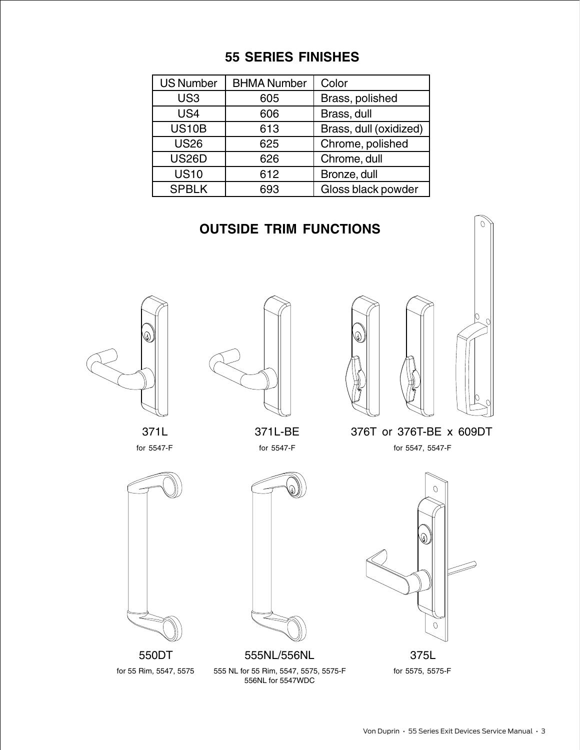## 55 SERIES FINISHES

| US Number | BHMA Number | Color |
|---|---|---|
| US3 | 605 | Brass, polished |
| US4 | 606 | Brass, dull |
| US10B | 613 | Brass, dull (oxidized) |
| US26 | 625 | Chrome, polished |
| US26D | 626 | Chrome, dull |
| US10 | 612 | Bronze, dull |
| SPBLK | 693 | Gloss black powder |

## OUTSIDE TRIM FUNCTIONS

371L
for 5547-F

371L-BE
for 5547-F

376T or 376T-BE x 609DT
for 5547, 5547-F

550DT
for 55 Rim, 5547, 5575

555NL/556NL
555 NL for 55 Rim, 5547, 5575, 5575-F
556NL for 5547WDC

375L
for 5575, 5575-F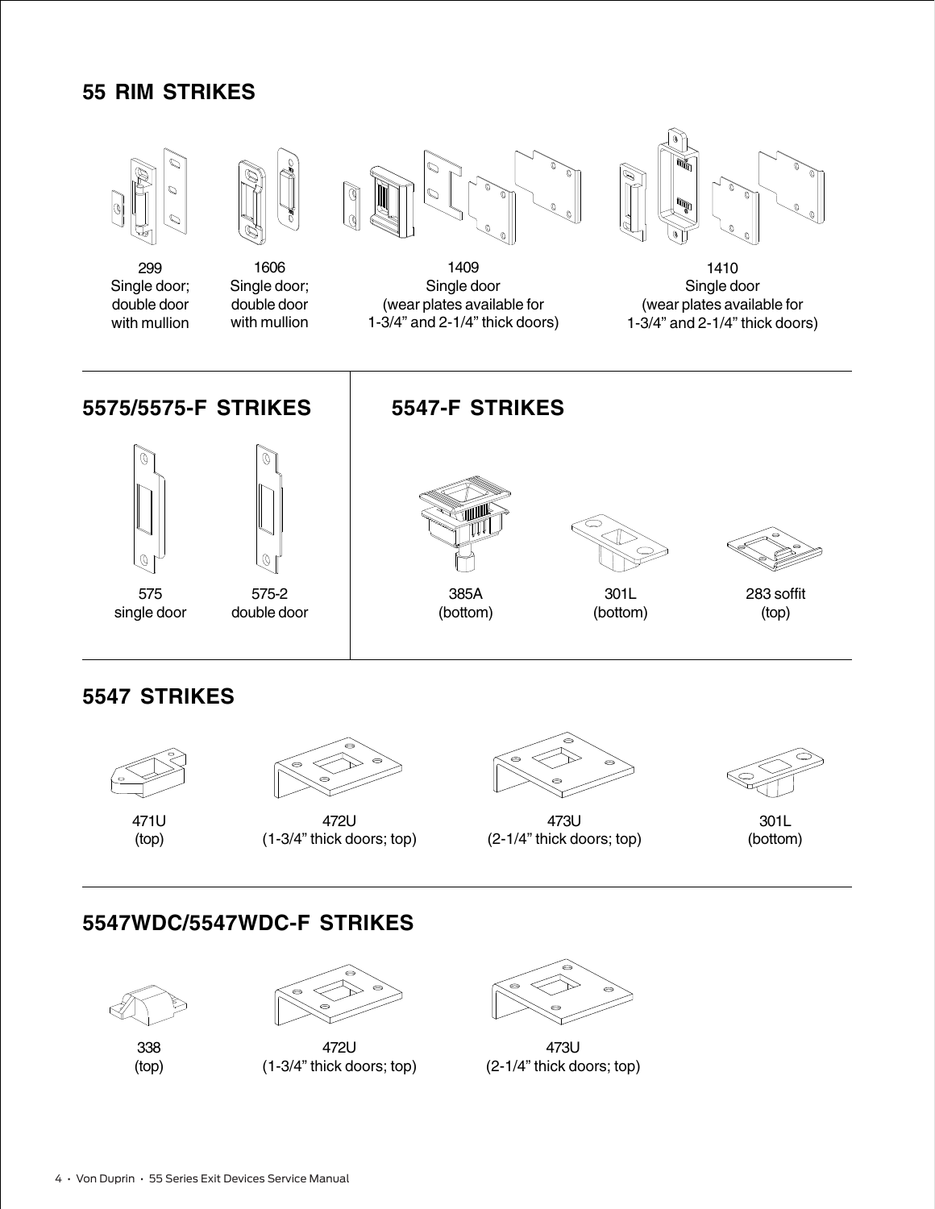## 55 RIM STRIKES

299
Single door; double door with mullion

1606
Single door; double door with mullion

1409
Single door
(wear plates available for 1-3/4" and 2-1/4" thick doors)

1410
Single door
(wear plates available for 1-3/4" and 2-1/4" thick doors)

## 5575/5575-F STRIKES

575
single door

575-2
double door

## 5547-F STRIKES

385A
(bottom)

301L
(bottom)

283 soffit
(top)

## 5547 STRIKES

471U
(top)

472U
(1-3/4" thick doors; top)

473U
(2-1/4" thick doors; top)

301L
(bottom)

## 5547WDC/5547WDC-F STRIKES

338
(top)

472U
(1-3/4" thick doors; top)

473U
(2-1/4" thick doors; top)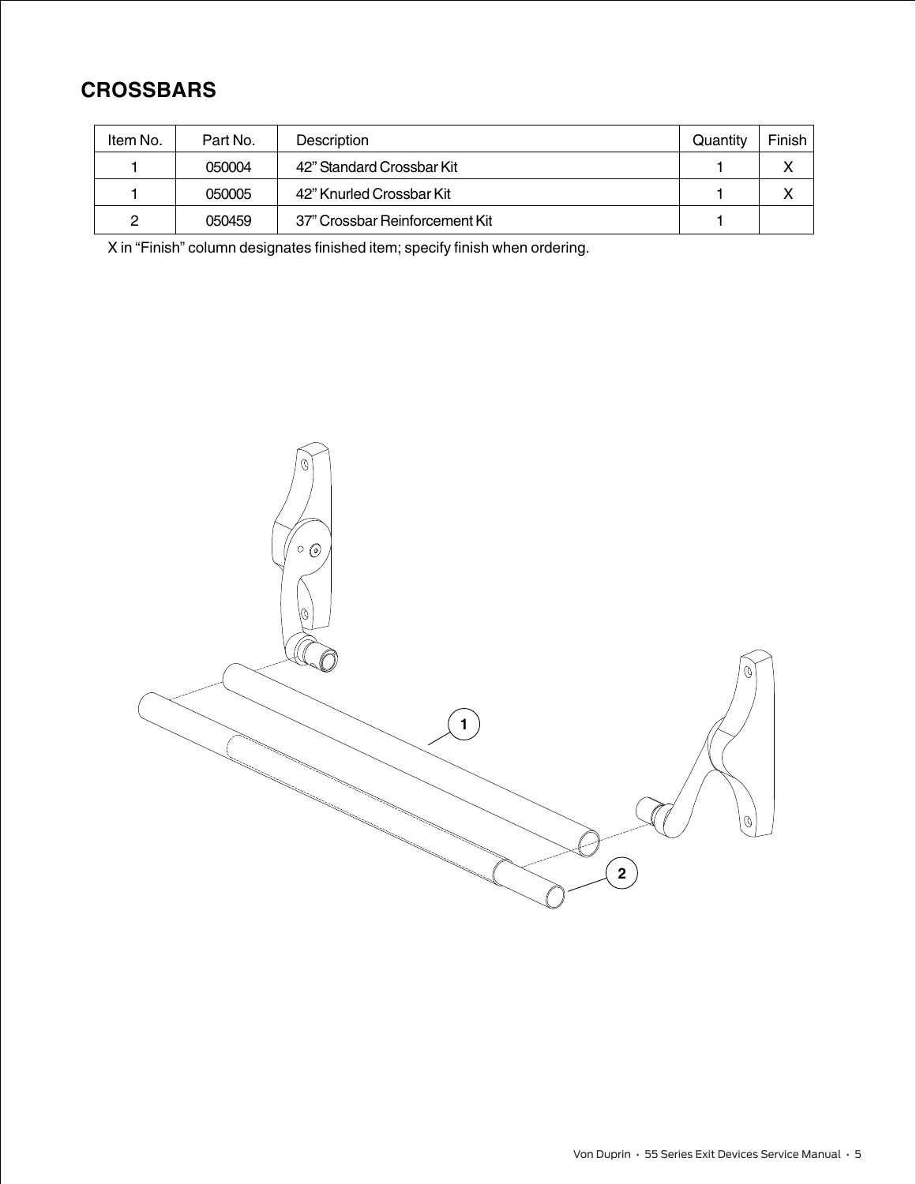## CROSSBARS

| Item No. | Part No. | Description | Quantity | Finish |
|---|---|---|---|---|
| 1 | 050004 | 42” Standard Crossbar Kit | 1 | X |
| 1 | 050005 | 42” Knurled Crossbar Kit | 1 | X |
| 2 | 050459 | 37” Crossbar Reinforcement Kit | 1 | |

X in “Finish” column designates finished item; specify finish when ordering.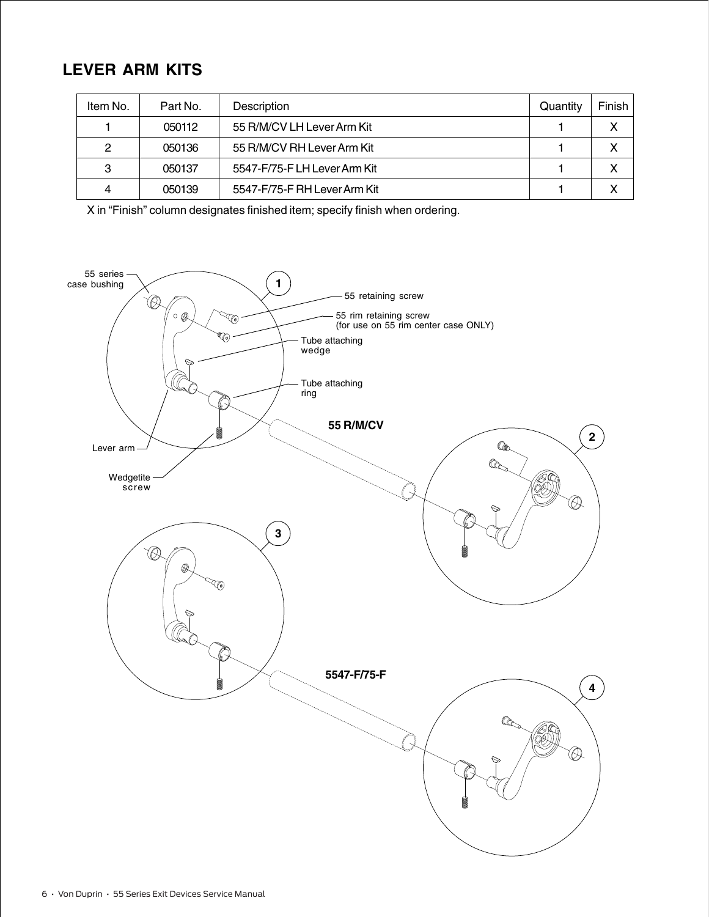## LEVER ARM KITS

| Item No. | Part No. | Description | Quantity | Finish |
|---|---|---|---|---|
| 1 | 050112 | 55 R/M/CV LH Lever Arm Kit | 1 | X |
| 2 | 050136 | 55 R/M/CV RH Lever Arm Kit | 1 | X |
| 3 | 050137 | 5547-F/75-F LH Lever Arm Kit | 1 | X |
| 4 | 050139 | 5547-F/75-F RH Lever Arm Kit | 1 | X |

X in “Finish” column designates finished item; specify finish when ordering.

55 series case bushing

1

55 retaining screw

55 rim retaining screw (for use on 55 rim center case ONLY)

Tube attaching wedge

Tube attaching ring

Lever arm

Wedgetite screw

55 R/M/CV

2

3

5547-F/75-F

4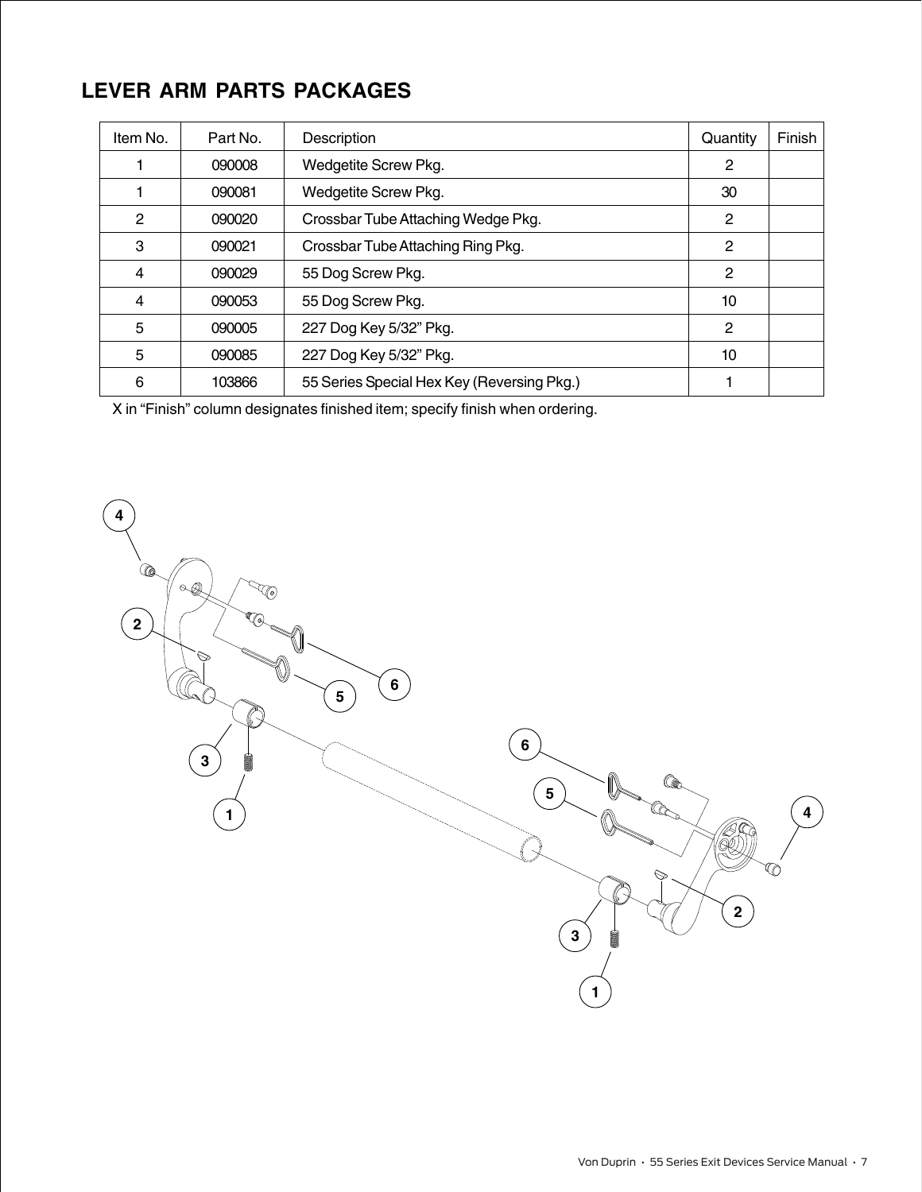## LEVER ARM PARTS PACKAGES

| Item No. | Part No. | Description | Quantity | Finish |
|---|---|---|---|---|
| 1 | 090008 | Wedgetite Screw Pkg. | 2 | |
| 1 | 090081 | Wedgetite Screw Pkg. | 30 | |
| 2 | 090020 | Crossbar Tube Attaching Wedge Pkg. | 2 | |
| 3 | 090021 | Crossbar Tube Attaching Ring Pkg. | 2 | |
| 4 | 090029 | 55 Dog Screw Pkg. | 2 | |
| 4 | 090053 | 55 Dog Screw Pkg. | 10 | |
| 5 | 090005 | 227 Dog Key 5/32" Pkg. | 2 | |
| 5 | 090085 | 227 Dog Key 5/32" Pkg. | 10 | |
| 6 | 103866 | 55 Series Special Hex Key (Reversing Pkg.) | 1 | |

X in "Finish" column designates finished item; specify finish when ordering.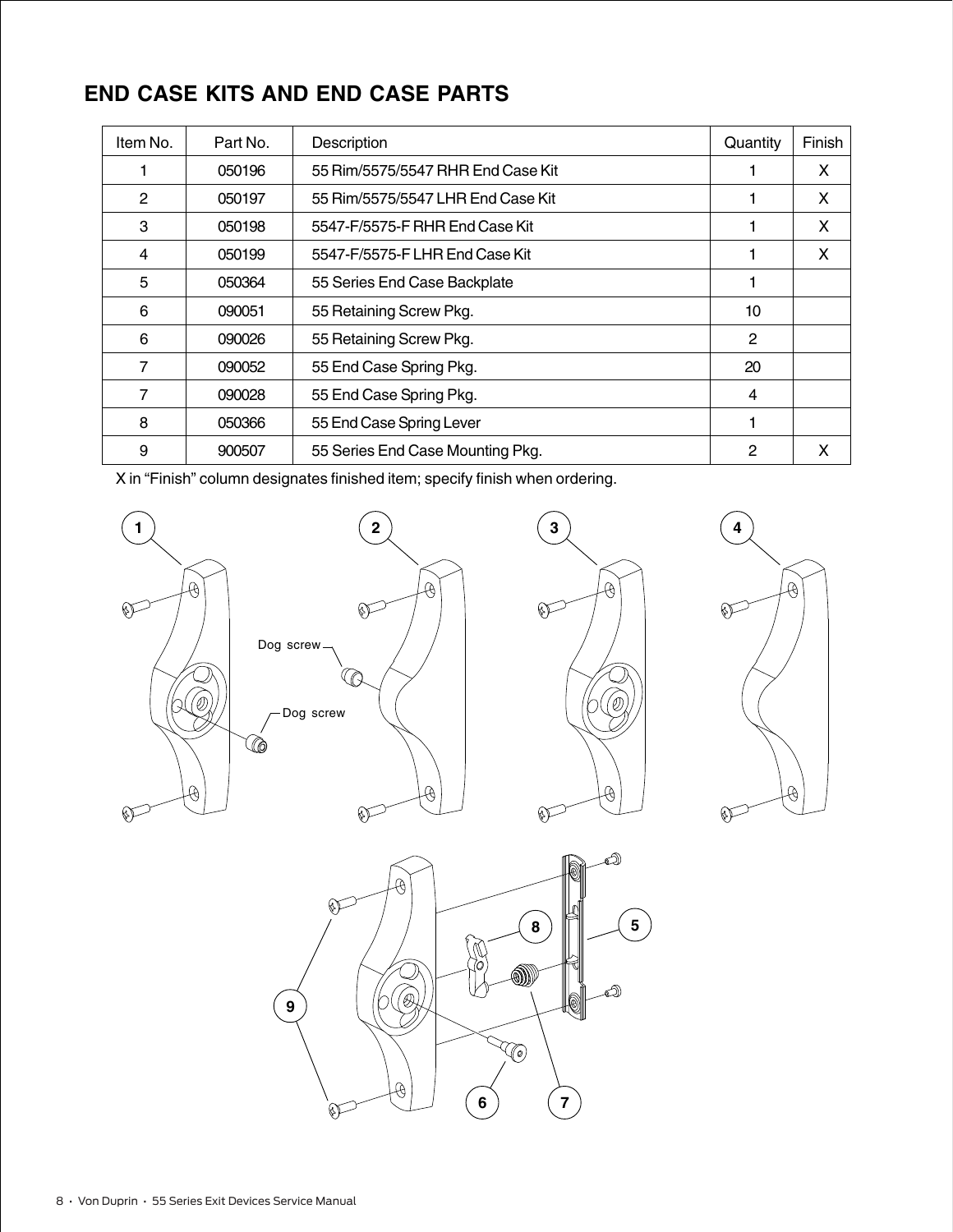## END CASE KITS AND END CASE PARTS

| Item No. | Part No. | Description | Quantity | Finish |
|---|---|---|---|---|
| 1 | 050196 | 55 Rim/5575/5547 RHR End Case Kit | 1 | X |
| 2 | 050197 | 55 Rim/5575/5547 LHR End Case Kit | 1 | X |
| 3 | 050198 | 5547-F/5575-F RHR End Case Kit | 1 | X |
| 4 | 050199 | 5547-F/5575-F LHR End Case Kit | 1 | X |
| 5 | 050364 | 55 Series End Case Backplate | 1 | |
| 6 | 090051 | 55 Retaining Screw Pkg. | 10 | |
| 6 | 090026 | 55 Retaining Screw Pkg. | 2 | |
| 7 | 090052 | 55 End Case Spring Pkg. | 20 | |
| 7 | 090028 | 55 End Case Spring Pkg. | 4 | |
| 8 | 050366 | 55 End Case Spring Lever | 1 | |
| 9 | 900507 | 55 Series End Case Mounting Pkg. | 2 | X |

X in "Finish" column designates finished item; specify finish when ordering.

Dog screw

Dog screw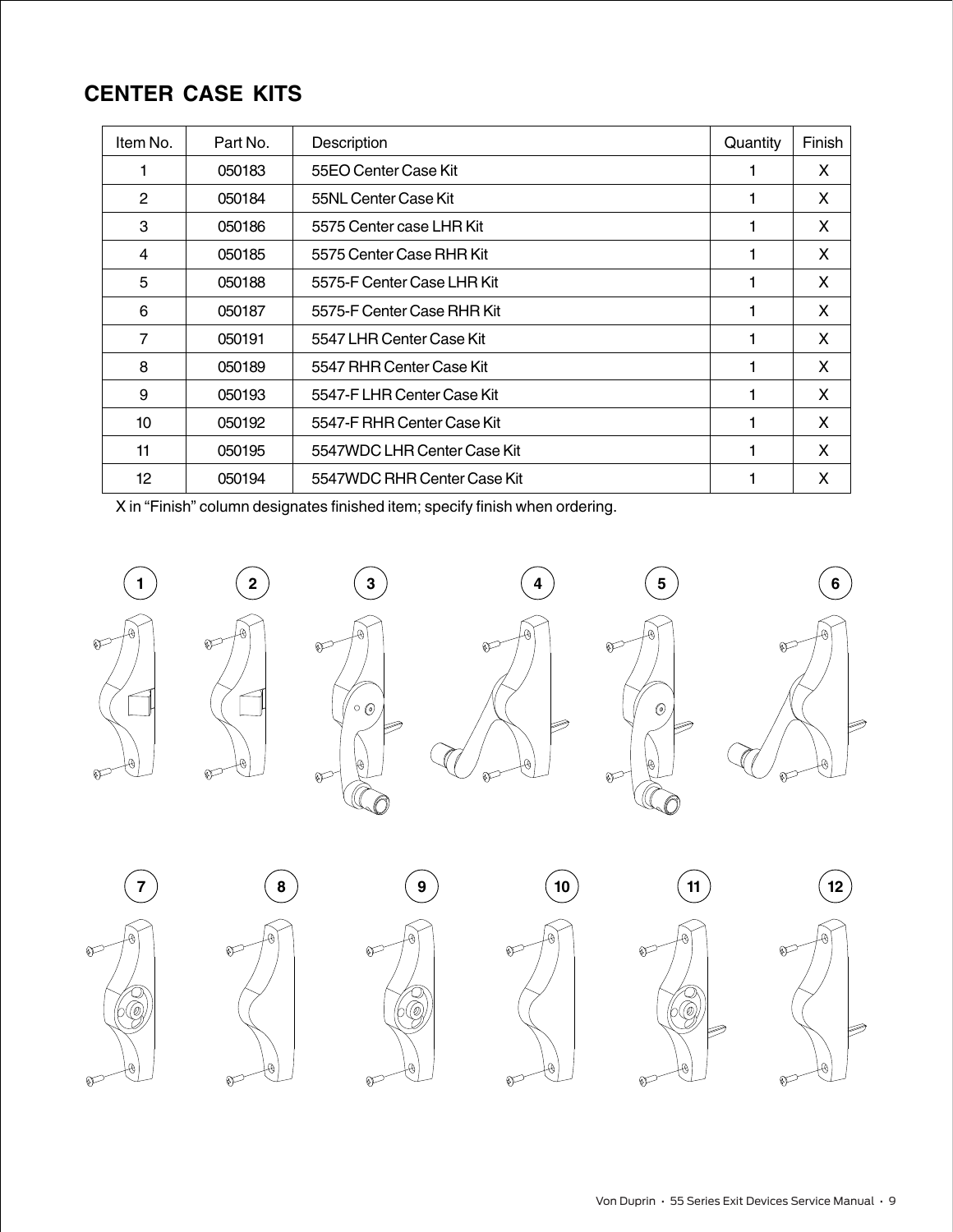## CENTER CASE KITS

| Item No. | Part No. | Description | Quantity | Finish |
|---|---|---|---|---|
| 1 | 050183 | 55EO Center Case Kit | 1 | X |
| 2 | 050184 | 55NL Center Case Kit | 1 | X |
| 3 | 050186 | 5575 Center case LHR Kit | 1 | X |
| 4 | 050185 | 5575 Center Case RHR Kit | 1 | X |
| 5 | 050188 | 5575-F Center Case LHR Kit | 1 | X |
| 6 | 050187 | 5575-F Center Case RHR Kit | 1 | X |
| 7 | 050191 | 5547 LHR Center Case Kit | 1 | X |
| 8 | 050189 | 5547 RHR Center Case Kit | 1 | X |
| 9 | 050193 | 5547-F LHR Center Case Kit | 1 | X |
| 10 | 050192 | 5547-F RHR Center Case Kit | 1 | X |
| 11 | 050195 | 5547WDC LHR Center Case Kit | 1 | X |
| 12 | 050194 | 5547WDC RHR Center Case Kit | 1 | X |

X in "Finish" column designates finished item; specify finish when ordering.

1 2 3 4 5 6

7 8 9 10 11 12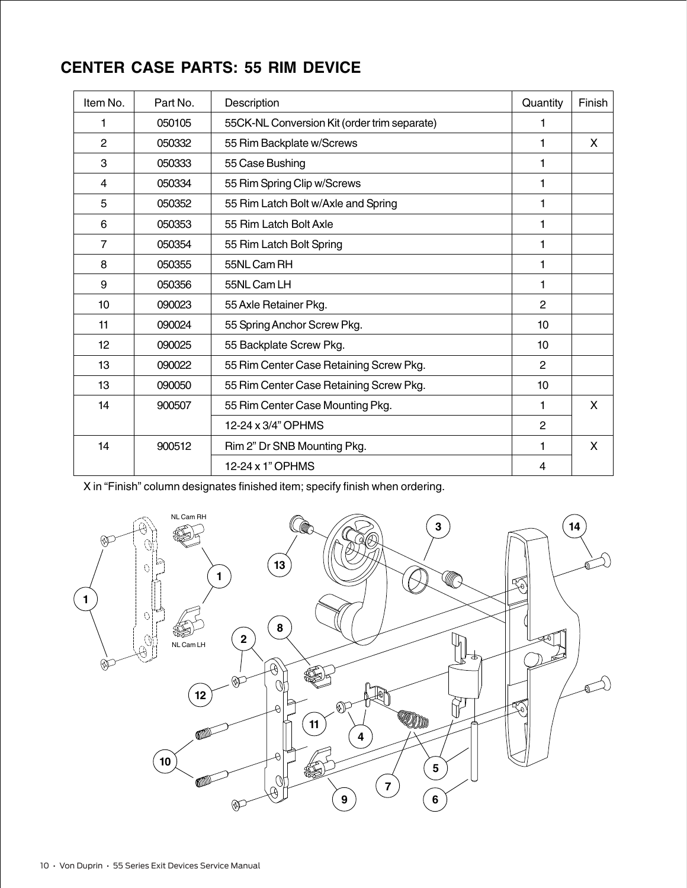## CENTER CASE PARTS: 55 RIM DEVICE

| Item No. | Part No. | Description | Quantity | Finish |
|---|---|---|---|---|
| 1 | 050105 | 55CK-NL Conversion Kit (order trim separate) | 1 | |
| 2 | 050332 | 55 Rim Backplate w/Screws | 1 | X |
| 3 | 050333 | 55 Case Bushing | 1 | |
| 4 | 050334 | 55 Rim Spring Clip w/Screws | 1 | |
| 5 | 050352 | 55 Rim Latch Bolt w/Axle and Spring | 1 | |
| 6 | 050353 | 55 Rim Latch Bolt Axle | 1 | |
| 7 | 050354 | 55 Rim Latch Bolt Spring | 1 | |
| 8 | 050355 | 55NL Cam RH | 1 | |
| 9 | 050356 | 55NL Cam LH | 1 | |
| 10 | 090023 | 55 Axle Retainer Pkg. | 2 | |
| 11 | 090024 | 55 Spring Anchor Screw Pkg. | 10 | |
| 12 | 090025 | 55 Backplate Screw Pkg. | 10 | |
| 13 | 090022 | 55 Rim Center Case Retaining Screw Pkg. | 2 | |
| 13 | 090050 | 55 Rim Center Case Retaining Screw Pkg. | 10 | |
| 14 | 900507 | 55 Rim Center Case Mounting Pkg. | 1 | X |
| | | 12-24 x 3/4" OPHMS | 2 | |
| 14 | 900512 | Rim 2" Dr SNB Mounting Pkg. | 1 | X |
| | | 12-24 x 1" OPHMS | 4 | |

X in "Finish" column designates finished item; specify finish when ordering.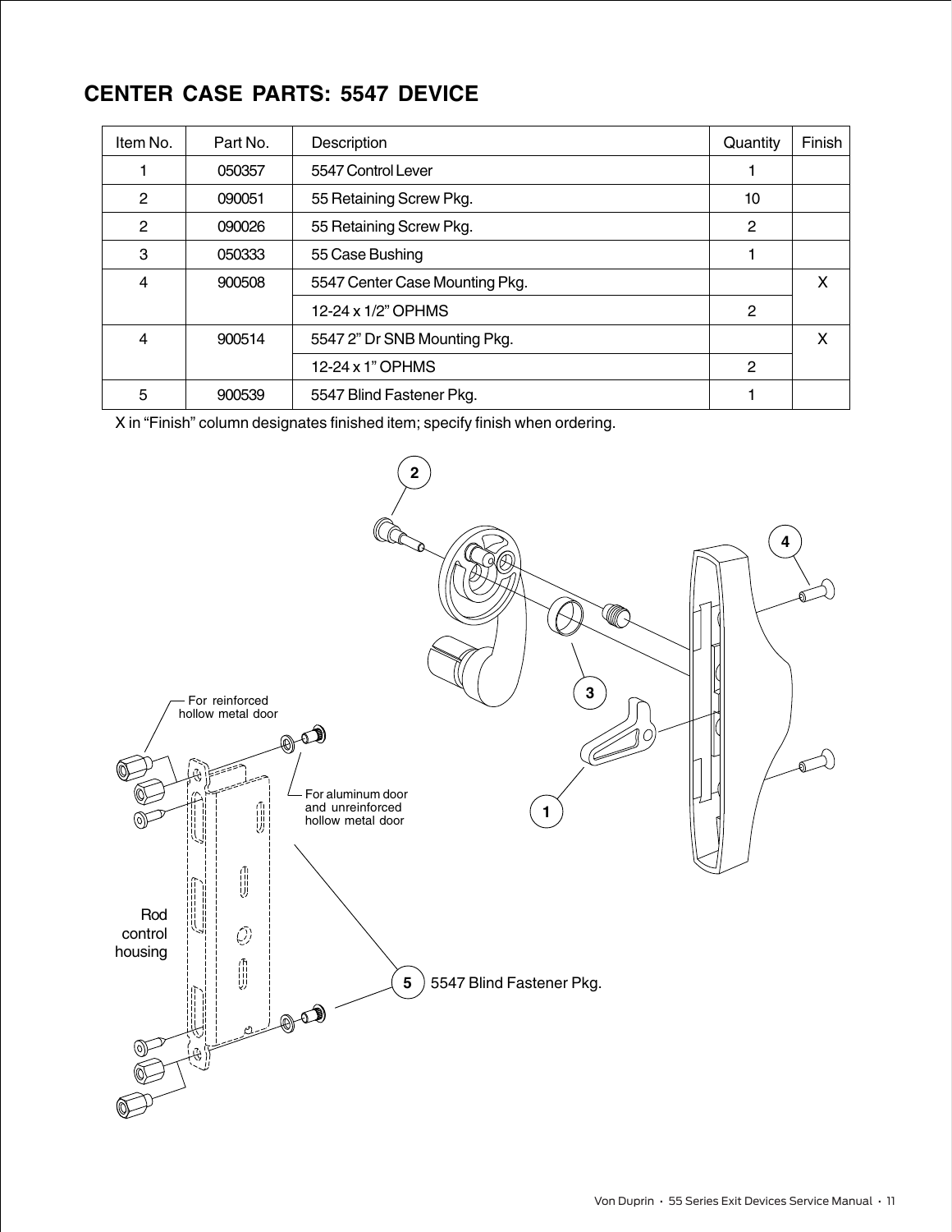## CENTER CASE PARTS: 5547 DEVICE

| Item No. | Part No. | Description | Quantity | Finish |
|---|---|---|---|---|
| 1 | 050357 | 5547 Control Lever | 1 | |
| 2 | 090051 | 55 Retaining Screw Pkg. | 10 | |
| 2 | 090026 | 55 Retaining Screw Pkg. | 2 | |
| 3 | 050333 | 55 Case Bushing | 1 | |
| 4 | 900508 | 5547 Center Case Mounting Pkg. | | X |
| | | 12-24 x 1/2" OPHMS | 2 | |
| 4 | 900514 | 5547 2" Dr SNB Mounting Pkg. | | X |
| | | 12-24 x 1" OPHMS | 2 | |
| 5 | 900539 | 5547 Blind Fastener Pkg. | 1 | |

X in "Finish" column designates finished item; specify finish when ordering.

For reinforced hollow metal door

For aluminum door and unreinforced hollow metal door

Rod control housing

5 5547 Blind Fastener Pkg.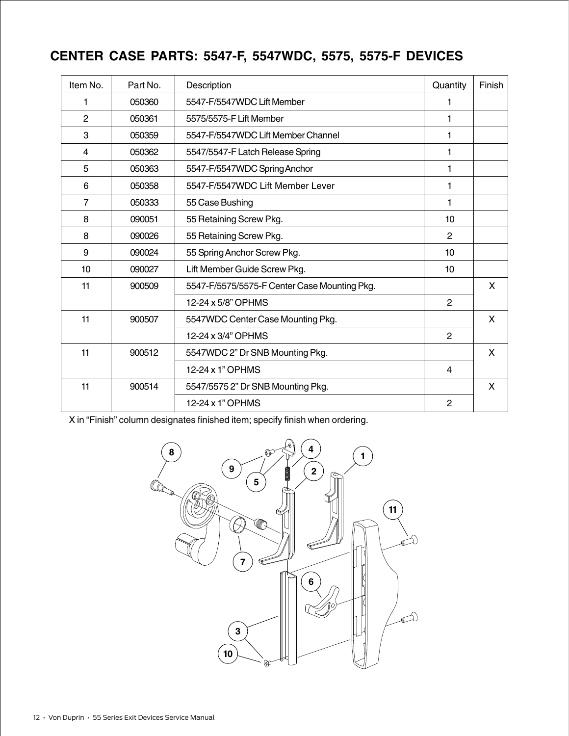## CENTER CASE PARTS: 5547-F, 5547WDC, 5575, 5575-F DEVICES

| Item No. | Part No. | Description | Quantity | Finish |
|---|---|---|---|---|
| 1 | 050360 | 5547-F/5547WDC Lift Member | 1 | |
| 2 | 050361 | 5575/5575-F Lift Member | 1 | |
| 3 | 050359 | 5547-F/5547WDC Lift Member Channel | 1 | |
| 4 | 050362 | 5547/5547-F Latch Release Spring | 1 | |
| 5 | 050363 | 5547-F/5547WDC Spring Anchor | 1 | |
| 6 | 050358 | 5547-F/5547WDC Lift Member Lever | 1 | |
| 7 | 050333 | 55 Case Bushing | 1 | |
| 8 | 090051 | 55 Retaining Screw Pkg. | 10 | |
| 8 | 090026 | 55 Retaining Screw Pkg. | 2 | |
| 9 | 090024 | 55 Spring Anchor Screw Pkg. | 10 | |
| 10 | 090027 | Lift Member Guide Screw Pkg. | 10 | |
| 11 | 900509 | 5547-F/5575/5575-F Center Case Mounting Pkg. | | X |
| | | 12-24 x 5/8" OPHMS | 2 | |
| 11 | 900507 | 5547WDC Center Case Mounting Pkg. | | X |
| | | 12-24 x 3/4" OPHMS | 2 | |
| 11 | 900512 | 5547WDC 2" Dr SNB Mounting Pkg. | | X |
| | | 12-24 x 1" OPHMS | 4 | |
| 11 | 900514 | 5547/5575 2" Dr SNB Mounting Pkg. | | X |
| | | 12-24 x 1" OPHMS | 2 | |

X in "Finish" column designates finished item; specify finish when ordering.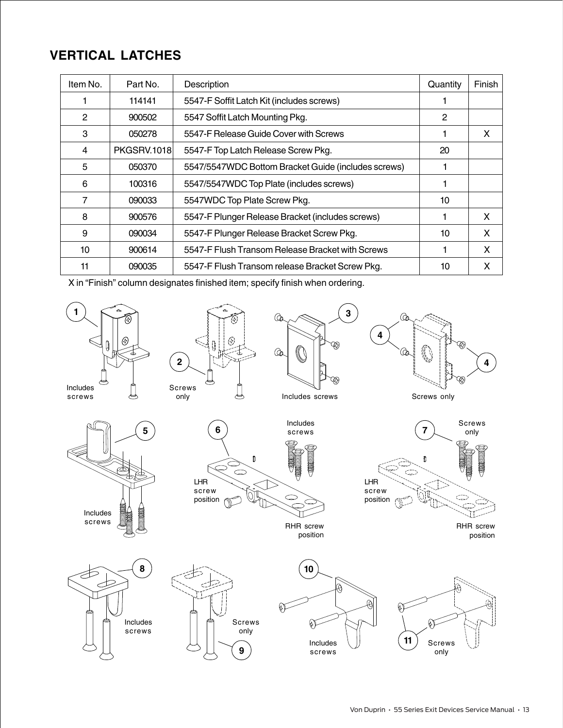## VERTICAL LATCHES

| Item No. | Part No. | Description | Quantity | Finish |
|---|---|---|---|---|
| 1 | 114141 | 5547-F Soffit Latch Kit (includes screws) | 1 | |
| 2 | 900502 | 5547 Soffit Latch Mounting Pkg. | 2 | |
| 3 | 050278 | 5547-F Release Guide Cover with Screws | 1 | X |
| 4 | PKGSRV.1018 | 5547-F Top Latch Release Screw Pkg. | 20 | |
| 5 | 050370 | 5547/5547WDC Bottom Bracket Guide (includes screws) | 1 | |
| 6 | 100316 | 5547/5547WDC Top Plate (includes screws) | 1 | |
| 7 | 090033 | 5547WDC Top Plate Screw Pkg. | 10 | |
| 8 | 900576 | 5547-F Plunger Release Bracket (includes screws) | 1 | X |
| 9 | 090034 | 5547-F Plunger Release Bracket Screw Pkg. | 10 | X |
| 10 | 900614 | 5547-F Flush Transom Release Bracket with Screws | 1 | X |
| 11 | 090035 | 5547-F Flush Transom release Bracket Screw Pkg. | 10 | X |

X in "Finish" column designates finished item; specify finish when ordering.

1 Includes screws

2 Screws only

3 Includes screws

4 Screws only

5 Includes screws

6 Includes screws — LHR screw position, RHR screw position

7 Screws only — LHR screw position, RHR screw position

8 Includes screws

9 Screws only

10 Includes screws

11 Screws only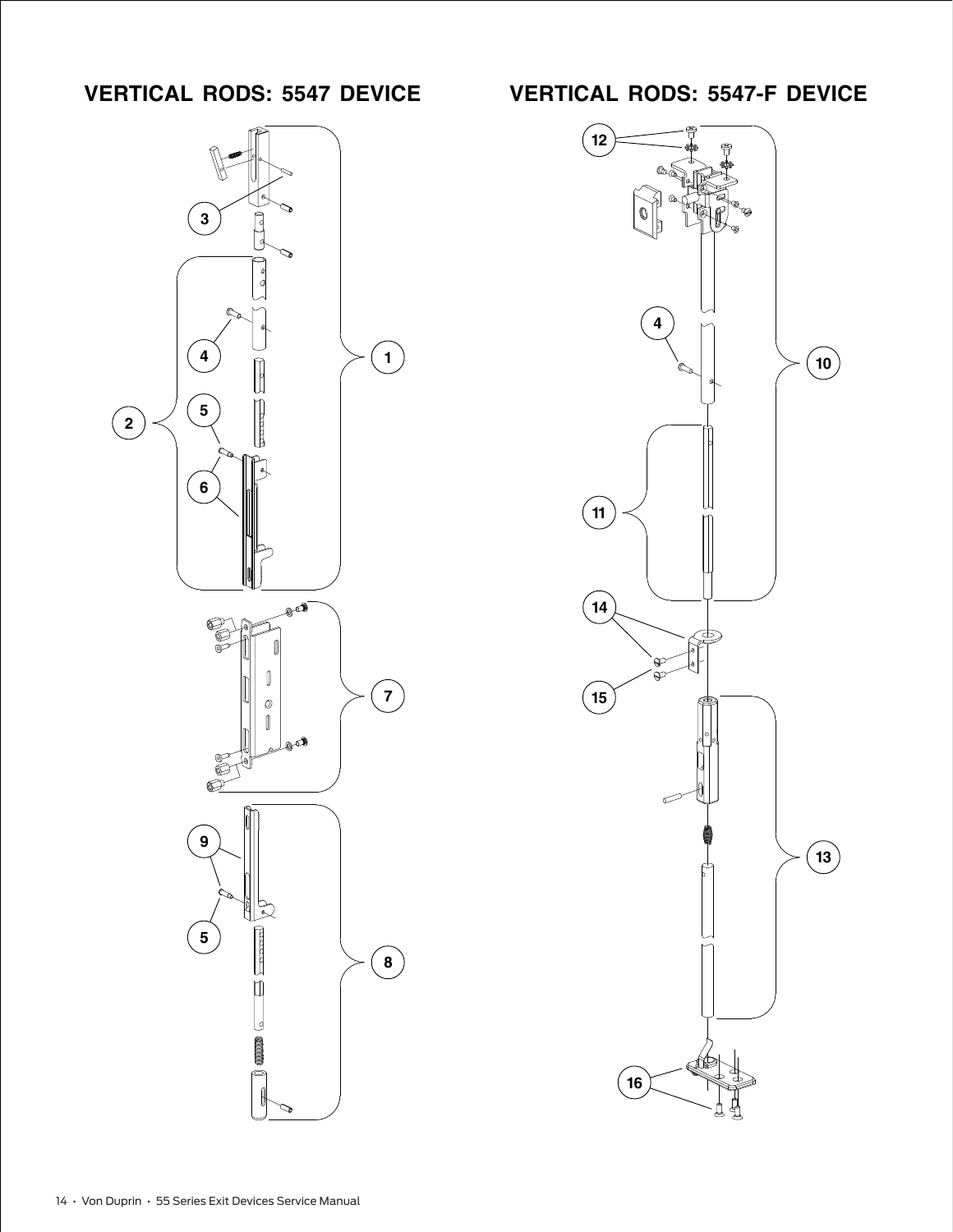## VERTICAL RODS: 5547 DEVICE

## VERTICAL RODS: 5547-F DEVICE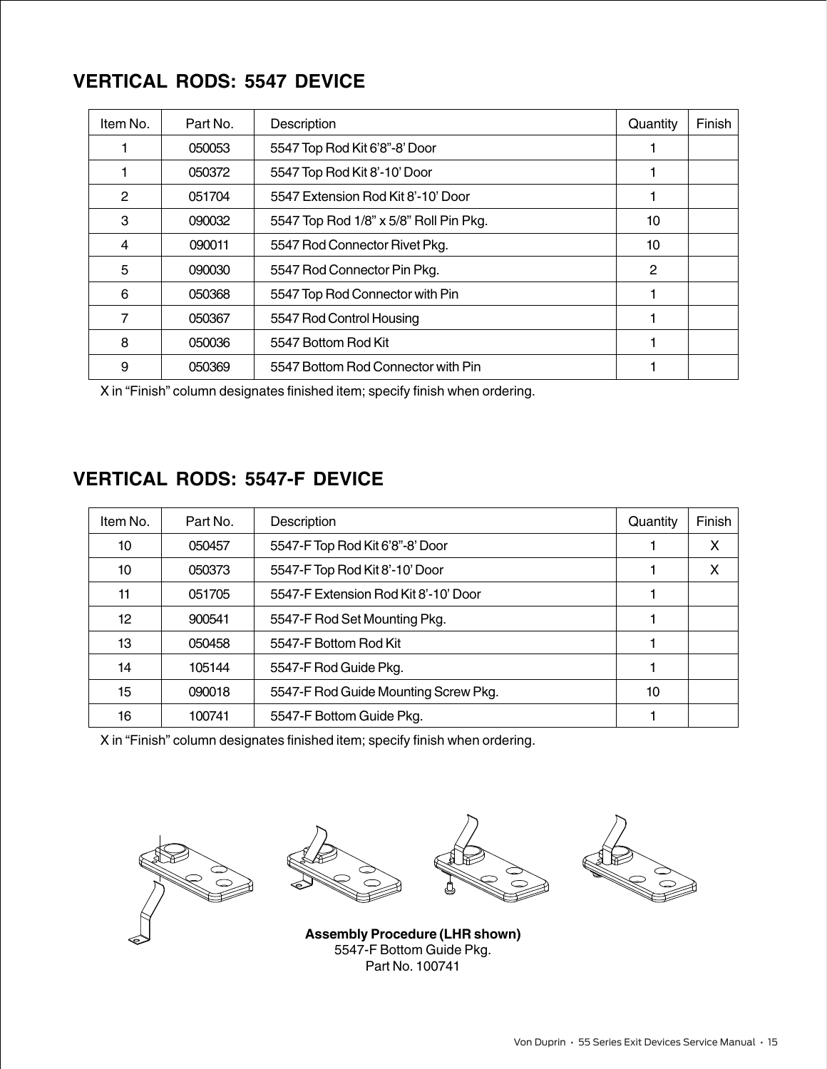## VERTICAL RODS: 5547 DEVICE

| Item No. | Part No. | Description | Quantity | Finish |
|---|---|---|---|---|
| 1 | 050053 | 5547 Top Rod Kit 6'8"-8' Door | 1 | |
| 1 | 050372 | 5547 Top Rod Kit 8'-10' Door | 1 | |
| 2 | 051704 | 5547 Extension Rod Kit 8'-10' Door | 1 | |
| 3 | 090032 | 5547 Top Rod 1/8" x 5/8" Roll Pin Pkg. | 10 | |
| 4 | 090011 | 5547 Rod Connector Rivet Pkg. | 10 | |
| 5 | 090030 | 5547 Rod Connector Pin Pkg. | 2 | |
| 6 | 050368 | 5547 Top Rod Connector with Pin | 1 | |
| 7 | 050367 | 5547 Rod Control Housing | 1 | |
| 8 | 050036 | 5547 Bottom Rod Kit | 1 | |
| 9 | 050369 | 5547 Bottom Rod Connector with Pin | 1 | |

X in "Finish" column designates finished item; specify finish when ordering.

## VERTICAL RODS: 5547-F DEVICE

| Item No. | Part No. | Description | Quantity | Finish |
|---|---|---|---|---|
| 10 | 050457 | 5547-F Top Rod Kit 6'8"-8' Door | 1 | X |
| 10 | 050373 | 5547-F Top Rod Kit 8'-10' Door | 1 | X |
| 11 | 051705 | 5547-F Extension Rod Kit 8'-10' Door | 1 | |
| 12 | 900541 | 5547-F Rod Set Mounting Pkg. | 1 | |
| 13 | 050458 | 5547-F Bottom Rod Kit | 1 | |
| 14 | 105144 | 5547-F Rod Guide Pkg. | 1 | |
| 15 | 090018 | 5547-F Rod Guide Mounting Screw Pkg. | 10 | |
| 16 | 100741 | 5547-F Bottom Guide Pkg. | 1 | |

X in "Finish" column designates finished item; specify finish when ordering.

**Assembly Procedure (LHR shown)**
5547-F Bottom Guide Pkg.
Part No. 100741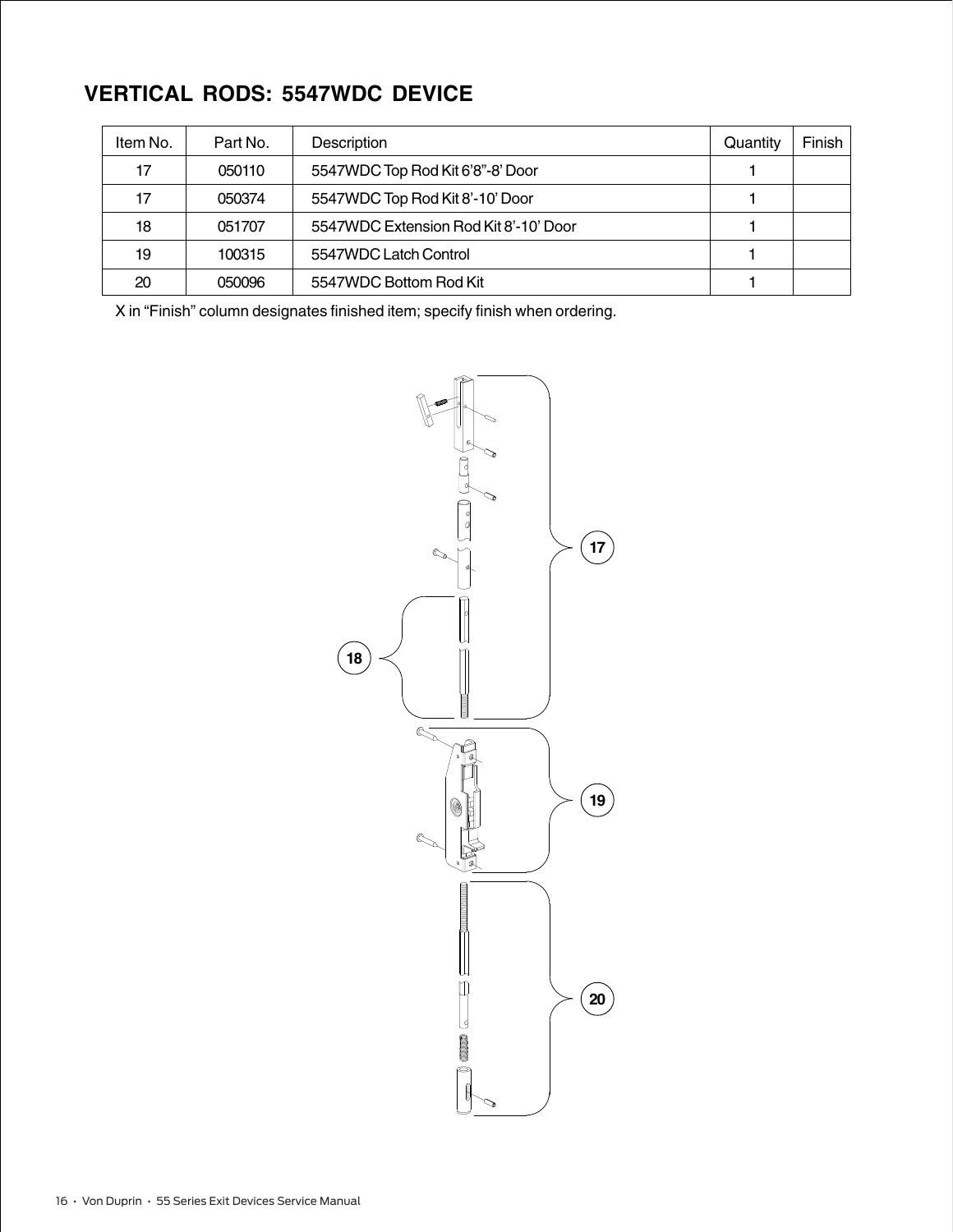## VERTICAL RODS: 5547WDC DEVICE

| Item No. | Part No. | Description | Quantity | Finish |
|---|---|---|---|---|
| 17 | 050110 | 5547WDC Top Rod Kit 6'8"-8' Door | 1 | |
| 17 | 050374 | 5547WDC Top Rod Kit 8'-10' Door | 1 | |
| 18 | 051707 | 5547WDC Extension Rod Kit 8'-10' Door | 1 | |
| 19 | 100315 | 5547WDC Latch Control | 1 | |
| 20 | 050096 | 5547WDC Bottom Rod Kit | 1 | |

X in "Finish" column designates finished item; specify finish when ordering.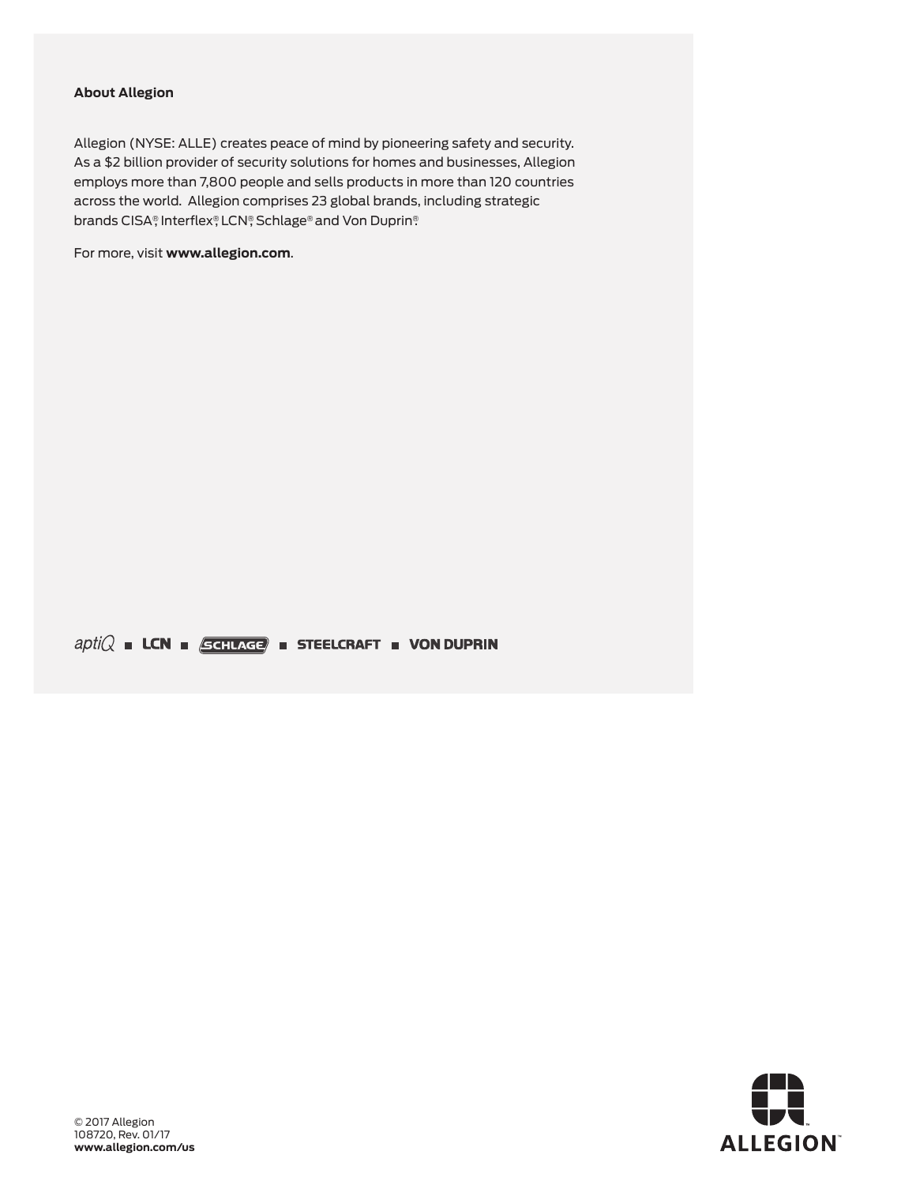**About Allegion**

Allegion (NYSE: ALLE) creates peace of mind by pioneering safety and security. As a $2 billion provider of security solutions for homes and businesses, Allegion employs more than 7,800 people and sells products in more than 120 countries across the world. Allegion comprises 23 global brands, including strategic brands CISA®, Interflex®, LCN®, Schlage® and Von Duprin®.

For more, visit **www.allegion.com**.

aptiQ ■ LCN ■ SCHLAGE ■ STEELCRAFT ■ VON DUPRIN

© 2017 Allegion
108720, Rev. 01/17
**www.allegion.com/us**

ALLEGION™